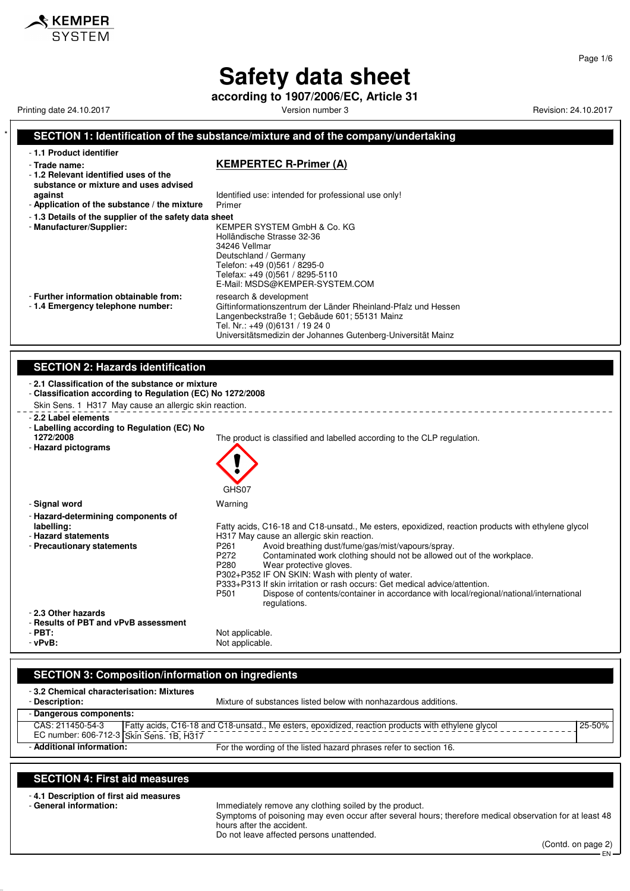# Safety data sheet

**according to 1907/2006/EC, Article 31**

Printing date 24.10.2017 | Version number 3 | Revision: 24.10.2017

## SECTION 1: Identification of the substance/mixture and of the company/undertaking

- **1.1 Product identifier**
- **Trade name:** **KEMPERTEC R-Primer (A)**
- **1.2 Relevant identified uses of the substance or mixture and uses advised against** Identified use: intended for professional use only!
- **Application of the substance / the mixture** Primer
- **1.3 Details of the supplier of the safety data sheet**
- **Manufacturer/Supplier:**
  KEMPER SYSTEM GmbH & Co. KG
  Holländische Strasse 32-36
  34246 Vellmar
  Deutschland / Germany
  Telefon: +49 (0)561 / 8295-0
  Telefax: +49 (0)561 / 8295-5110
  E-Mail: MSDS@KEMPER-SYSTEM.COM
- **Further information obtainable from:** research & development
- **1.4 Emergency telephone number:**
  Giftinformationszentrum der Länder Rheinland-Pfalz und Hessen
  Langenbeckstraße 1; Gebäude 601; 55131 Mainz
  Tel. Nr.: +49 (0)6131 / 19 24 0
  Universitätsmedizin der Johannes Gutenberg-Universität Mainz

## SECTION 2: Hazards identification

- **2.1 Classification of the substance or mixture**
- **Classification according to Regulation (EC) No 1272/2008**

Skin Sens. 1 H317 May cause an allergic skin reaction.

- **2.2 Label elements**
- **Labelling according to Regulation (EC) No 1272/2008** The product is classified and labelled according to the CLP regulation.
- **Hazard pictograms**

  GHS07
- **Signal word** Warning
- **Hazard-determining components of labelling:** Fatty acids, C16-18 and C18-unsatd., Me esters, epoxidized, reaction products with ethylene glycol
- **Hazard statements** H317 May cause an allergic skin reaction.
- **Precautionary statements**
  - P261 Avoid breathing dust/fume/gas/mist/vapours/spray.
  - P272 Contaminated work clothing should not be allowed out of the workplace.
  - P280 Wear protective gloves.
  - P302+P352 IF ON SKIN: Wash with plenty of water.
  - P333+P313 If skin irritation or rash occurs: Get medical advice/attention.
  - P501 Dispose of contents/container in accordance with local/regional/national/international regulations.
- **2.3 Other hazards**
- **Results of PBT and vPvB assessment**
- **PBT:** Not applicable.
- **vPvB:** Not applicable.

## SECTION 3: Composition/information on ingredients

- **3.2 Chemical characterisation: Mixtures**
- **Description:** Mixture of substances listed below with nonhazardous additions.
- **Dangerous components:**

| | | |
|---|---|---|
| CAS: 211450-54-3<br>EC number: 606-712-3 | Fatty acids, C16-18 and C18-unsatd., Me esters, epoxidized, reaction products with ethylene glycol<br>Skin Sens. 1B, H317 | 25-50% |

- **Additional information:** For the wording of the listed hazard phrases refer to section 16.

## SECTION 4: First aid measures

- **4.1 Description of first aid measures**
- **General information:**
  Immediately remove any clothing soiled by the product.
  Symptoms of poisoning may even occur after several hours; therefore medical observation for at least 48 hours after the accident.
  Do not leave affected persons unattended.

(Contd. on page 2)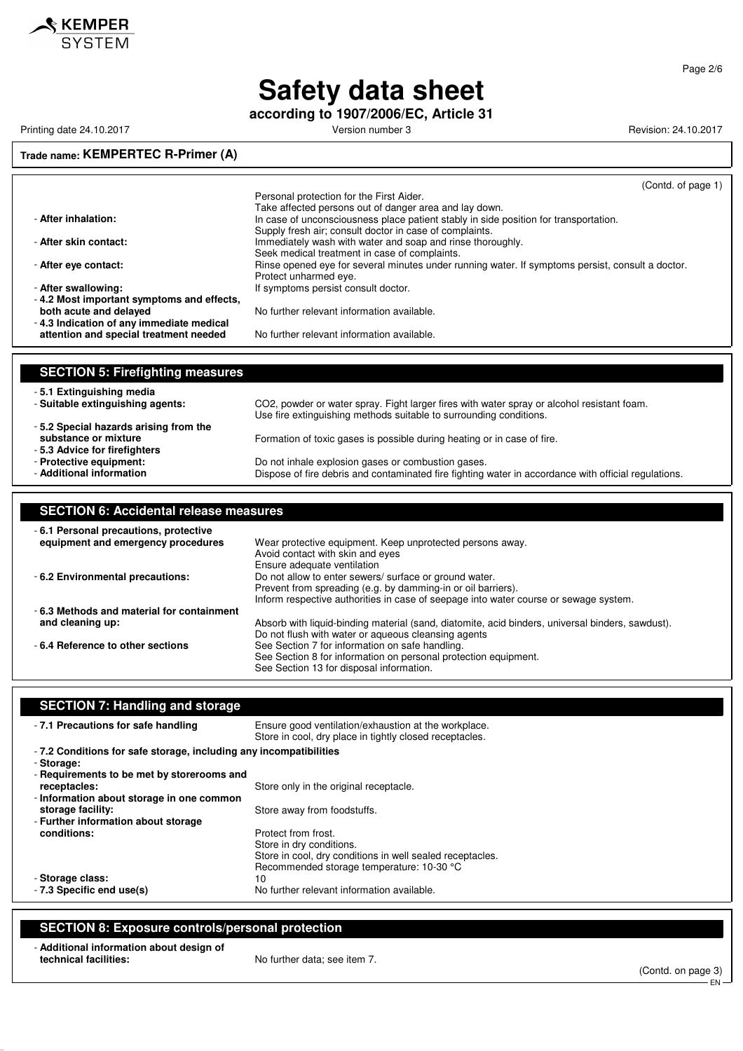**Trade name: KEMPERTEC R-Primer (A)**

(Contd. of page 1)

Personal protection for the First Aider.
Take affected persons out of danger area and lay down.

- **After inhalation:** In case of unconsciousness place patient stably in side position for transportation. Supply fresh air; consult doctor in case of complaints.
- **After skin contact:** Immediately wash with water and soap and rinse thoroughly. Seek medical treatment in case of complaints.
- **After eye contact:** Rinse opened eye for several minutes under running water. If symptoms persist, consult a doctor. Protect unharmed eye.
- **After swallowing:** If symptoms persist consult doctor.
- **4.2 Most important symptoms and effects, both acute and delayed** No further relevant information available.
- **4.3 Indication of any immediate medical attention and special treatment needed** No further relevant information available.

## SECTION 5: Firefighting measures

- **5.1 Extinguishing media**
- **Suitable extinguishing agents:** $CO_2$, powder or water spray. Fight larger fires with water spray or alcohol resistant foam. Use fire extinguishing methods suitable to surrounding conditions.
- **5.2 Special hazards arising from the substance or mixture** Formation of toxic gases is possible during heating or in case of fire.
- **5.3 Advice for firefighters**
- **Protective equipment:** Do not inhale explosion gases or combustion gases.
- **Additional information** Dispose of fire debris and contaminated fire fighting water in accordance with official regulations.

## SECTION 6: Accidental release measures

- **6.1 Personal precautions, protective equipment and emergency procedures** Wear protective equipment. Keep unprotected persons away. Avoid contact with skin and eyes. Ensure adequate ventilation
- **6.2 Environmental precautions:** Do not allow to enter sewers/ surface or ground water. Prevent from spreading (e.g. by damming-in or oil barriers). Inform respective authorities in case of seepage into water course or sewage system.
- **6.3 Methods and material for containment and cleaning up:** Absorb with liquid-binding material (sand, diatomite, acid binders, universal binders, sawdust). Do not flush with water or aqueous cleansing agents
- **6.4 Reference to other sections** See Section 7 for information on safe handling. See Section 8 for information on personal protection equipment. See Section 13 for disposal information.

## SECTION 7: Handling and storage

- **7.1 Precautions for safe handling** Ensure good ventilation/exhaustion at the workplace. Store in cool, dry place in tightly closed receptacles.
- **7.2 Conditions for safe storage, including any incompatibilities**
- **Storage:**
- **Requirements to be met by storerooms and receptacles:** Store only in the original receptacle.
- **Information about storage in one common storage facility:** Store away from foodstuffs.
- **Further information about storage conditions:** Protect from frost. Store in dry conditions. Store in cool, dry conditions in well sealed receptacles. Recommended storage temperature: 10-30 °C
- **Storage class:** 10
- **7.3 Specific end use(s)** No further relevant information available.

## SECTION 8: Exposure controls/personal protection

- **Additional information about design of technical facilities:** No further data; see item 7.

(Contd. on page 3)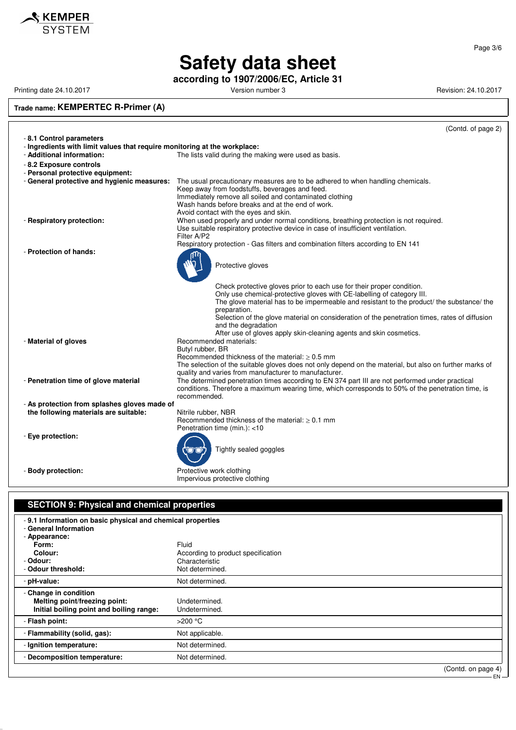Trade name: **KEMPERTEC R-Primer (A)**

(Contd. of page 2)

- **8.1 Control parameters**
- **Ingredients with limit values that require monitoring at the workplace:**
- **Additional information:** The lists valid during the making were used as basis.
- **8.2 Exposure controls**
- **Personal protective equipment:**
- **General protective and hygienic measures:** The usual precautionary measures are to be adhered to when handling chemicals.
  Keep away from foodstuffs, beverages and feed.
  Immediately remove all soiled and contaminated clothing
  Wash hands before breaks and at the end of work.
  Avoid contact with the eyes and skin.
- **Respiratory protection:** When used properly and under normal conditions, breathing protection is not required.
  Use suitable respiratory protective device in case of insufficient ventilation.
  Filter A/P2
  Respiratory protection - Gas filters and combination filters according to EN 141
- **Protection of hands:**
  Protective gloves

  Check protective gloves prior to each use for their proper condition.
  Only use chemical-protective gloves with CE-labelling of category III.
  The glove material has to be impermeable and resistant to the product/ the substance/ the preparation.
  Selection of the glove material on consideration of the penetration times, rates of diffusion and the degradation
  After use of gloves apply skin-cleaning agents and skin cosmetics.
- **Material of gloves** Recommended materials:
  Butyl rubber, BR
  Recommended thickness of the material: $\geq$ 0.5 mm
  The selection of the suitable gloves does not only depend on the material, but also on further marks of quality and varies from manufacturer to manufacturer.
- **Penetration time of glove material** The determined penetration times according to EN 374 part III are not performed under practical conditions. Therefore a maximum wearing time, which corresponds to 50% of the penetration time, is recommended.
- **As protection from splashes gloves made of the following materials are suitable:** Nitrile rubber, NBR
  Recommended thickness of the material: $\geq$ 0.1 mm
  Penetration time (min.): <10
- **Eye protection:**
  Tightly sealed goggles
- **Body protection:** Protective work clothing
  Impervious protective clothing

## SECTION 9: Physical and chemical properties

- **9.1 Information on basic physical and chemical properties**
- **General Information**
- **Appearance:**
  - **Form:** Fluid
  - **Colour:** According to product specification
- **Odour:** Characteristic
- **Odour threshold:** Not determined.
- **pH-value:** Not determined.
- **Change in condition**
  - **Melting point/freezing point:** Undetermined.
  - **Initial boiling point and boiling range:** Undetermined.
- **Flash point:** >200 °C
- **Flammability (solid, gas):** Not applicable.
- **Ignition temperature:** Not determined.
- **Decomposition temperature:** Not determined.

(Contd. on page 4)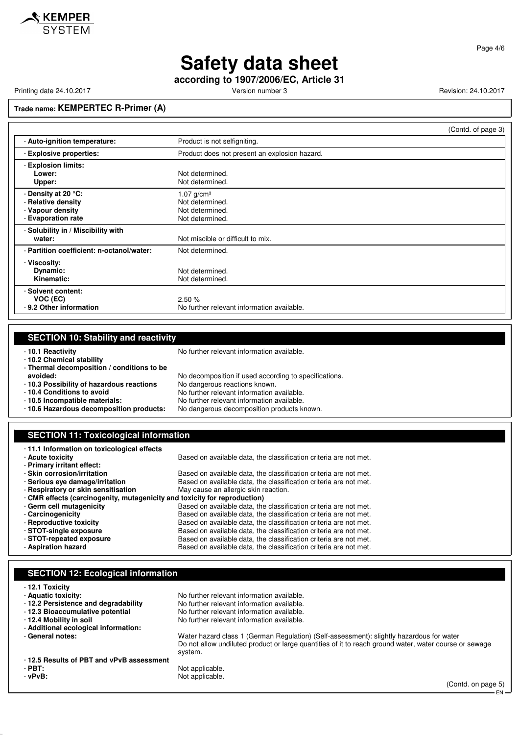# Safety data sheet

**according to 1907/2006/EC, Article 31**

Printing date 24.10.2017 Version number 3 Revision: 24.10.2017

**Trade name: KEMPERTEC R-Primer (A)**

(Contd. of page 3)

| | |
|---|---|
| - **Auto-ignition temperature:** | Product is not selfigniting. |
| - **Explosive properties:** | Product does not present an explosion hazard. |
| - **Explosion limits:** | |
| **Lower:** | Not determined. |
| **Upper:** | Not determined. |
| - **Density at 20 °C:** | 1.07 g/cm³ |
| - **Relative density** | Not determined. |
| - **Vapour density** | Not determined. |
| - **Evaporation rate** | Not determined. |
| - **Solubility in / Miscibility with water:** | Not miscible or difficult to mix. |
| - **Partition coefficient: n-octanol/water:** | Not determined. |
| - **Viscosity:** | |
| **Dynamic:** | Not determined. |
| **Kinematic:** | Not determined. |
| - **Solvent content:** | |
| **VOC (EC)** | 2.50 % |
| - **9.2 Other information** | No further relevant information available. |

## SECTION 10: Stability and reactivity

- **10.1 Reactivity** No further relevant information available.
- **10.2 Chemical stability**
- **Thermal decomposition / conditions to be avoided:** No decomposition if used according to specifications.
- **10.3 Possibility of hazardous reactions** No dangerous reactions known.
- **10.4 Conditions to avoid** No further relevant information available.
- **10.5 Incompatible materials:** No further relevant information available.
- **10.6 Hazardous decomposition products:** No dangerous decomposition products known.

## SECTION 11: Toxicological information

- **11.1 Information on toxicological effects**
- **Acute toxicity** Based on available data, the classification criteria are not met.
- **Primary irritant effect:**
- **Skin corrosion/irritation** Based on available data, the classification criteria are not met.
- **Serious eye damage/irritation** Based on available data, the classification criteria are not met.
- **Respiratory or skin sensitisation** May cause an allergic skin reaction.
- **CMR effects (carcinogenity, mutagenicity and toxicity for reproduction)**
- **Germ cell mutagenicity** Based on available data, the classification criteria are not met.
- **Carcinogenicity** Based on available data, the classification criteria are not met.
- **Reproductive toxicity** Based on available data, the classification criteria are not met.
- **STOT-single exposure** Based on available data, the classification criteria are not met.
- **STOT-repeated exposure** Based on available data, the classification criteria are not met.
- **Aspiration hazard** Based on available data, the classification criteria are not met.

## SECTION 12: Ecological information

- **12.1 Toxicity**
- **Aquatic toxicity:** No further relevant information available.
- **12.2 Persistence and degradability** No further relevant information available.
- **12.3 Bioaccumulative potential** No further relevant information available.
- **12.4 Mobility in soil** No further relevant information available.
- **Additional ecological information:**
- **General notes:** Water hazard class 1 (German Regulation) (Self-assessment): slightly hazardous for water
  Do not allow undiluted product or large quantities of it to reach ground water, water course or sewage system.
- **12.5 Results of PBT and vPvB assessment**
- **PBT:** Not applicable.
- **vPvB:** Not applicable.

(Contd. on page 5)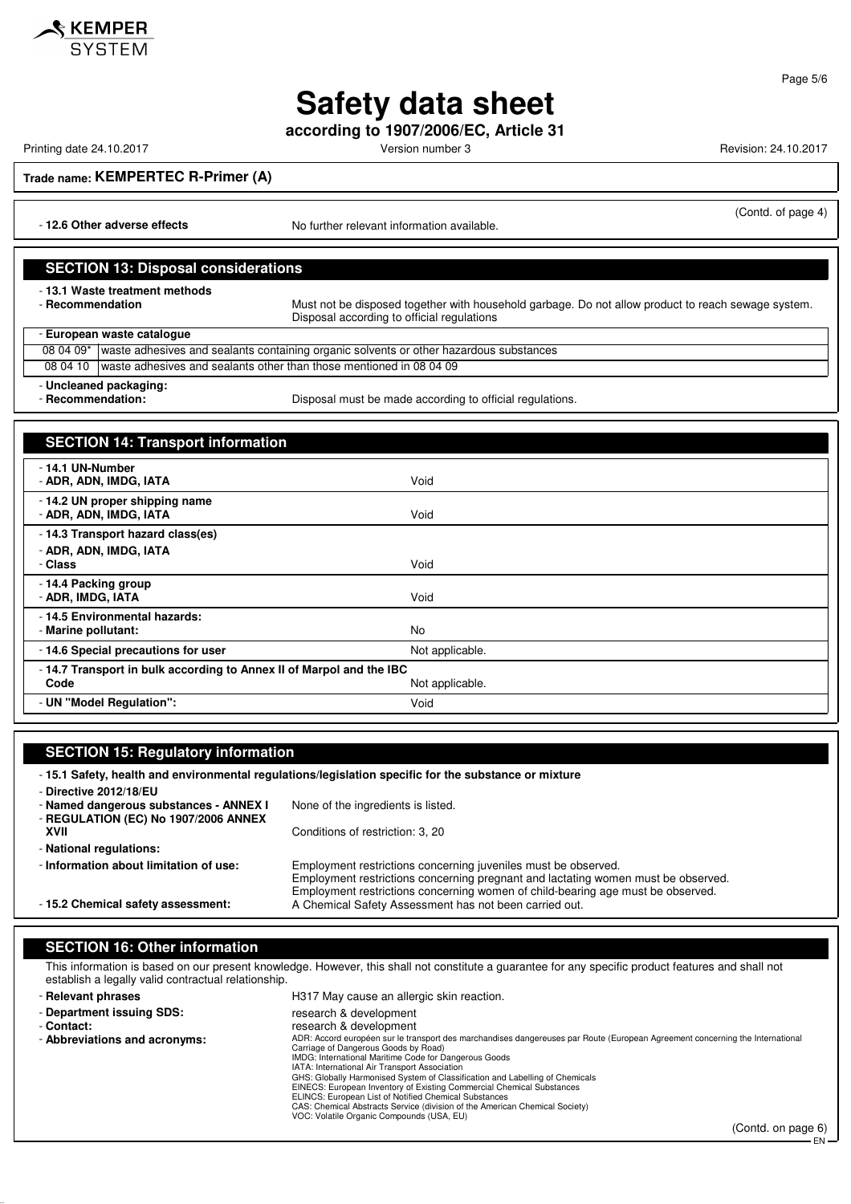# Safety data sheet

**according to 1907/2006/EC, Article 31**

Printing date 24.10.2017 | Version number 3 | Revision: 24.10.2017

**Trade name: KEMPERTEC R-Primer (A)**

(Contd. of page 4)

- **12.6 Other adverse effects** No further relevant information available.

## SECTION 13: Disposal considerations

- **13.1 Waste treatment methods**
- **Recommendation** Must not be disposed together with household garbage. Do not allow product to reach sewage system. Disposal according to official regulations

- **European waste catalogue**

| | |
|---|---|
| 08 04 09* | waste adhesives and sealants containing organic solvents or other hazardous substances |
| 08 04 10 | waste adhesives and sealants other than those mentioned in 08 04 09 |

- **Uncleaned packaging:**
- **Recommendation:** Disposal must be made according to official regulations.

## SECTION 14: Transport information

| | |
|---|---|
| - **14.1 UN-Number**<br>- **ADR, ADN, IMDG, IATA** | Void |
| - **14.2 UN proper shipping name**<br>- **ADR, ADN, IMDG, IATA** | Void |
| - **14.3 Transport hazard class(es)**<br>- **ADR, ADN, IMDG, IATA**<br>- **Class** | Void |
| - **14.4 Packing group**<br>- **ADR, IMDG, IATA** | Void |
| - **14.5 Environmental hazards:**<br>- **Marine pollutant:** | No |
| - **14.6 Special precautions for user** | Not applicable. |
| - **14.7 Transport in bulk according to Annex II of Marpol and the IBC Code** | Not applicable. |
| - **UN "Model Regulation":** | Void |

## SECTION 15: Regulatory information

- **15.1 Safety, health and environmental regulations/legislation specific for the substance or mixture**
- **Directive 2012/18/EU**
- **Named dangerous substances - ANNEX I** None of the ingredients is listed.
- **REGULATION (EC) No 1907/2006 ANNEX XVII** Conditions of restriction: 3, 20
- **National regulations:**
- **Information about limitation of use:** Employment restrictions concerning juveniles must be observed. Employment restrictions concerning pregnant and lactating women must be observed. Employment restrictions concerning women of child-bearing age must be observed.
- **15.2 Chemical safety assessment:** A Chemical Safety Assessment has not been carried out.

## SECTION 16: Other information

This information is based on our present knowledge. However, this shall not constitute a guarantee for any specific product features and shall not establish a legally valid contractual relationship.

- **Relevant phrases** H317 May cause an allergic skin reaction.
- **Department issuing SDS:** research & development
- **Contact:** research & development
- **Abbreviations and acronyms:**
  ADR: Accord européen sur le transport des marchandises dangereuses par Route (European Agreement concerning the International Carriage of Dangerous Goods by Road)
  IMDG: International Maritime Code for Dangerous Goods
  IATA: International Air Transport Association
  GHS: Globally Harmonised System of Classification and Labelling of Chemicals
  EINECS: European Inventory of Existing Commercial Chemical Substances
  ELINCS: European List of Notified Chemical Substances
  CAS: Chemical Abstracts Service (division of the American Chemical Society)
  VOC: Volatile Organic Compounds (USA, EU)

(Contd. on page 6)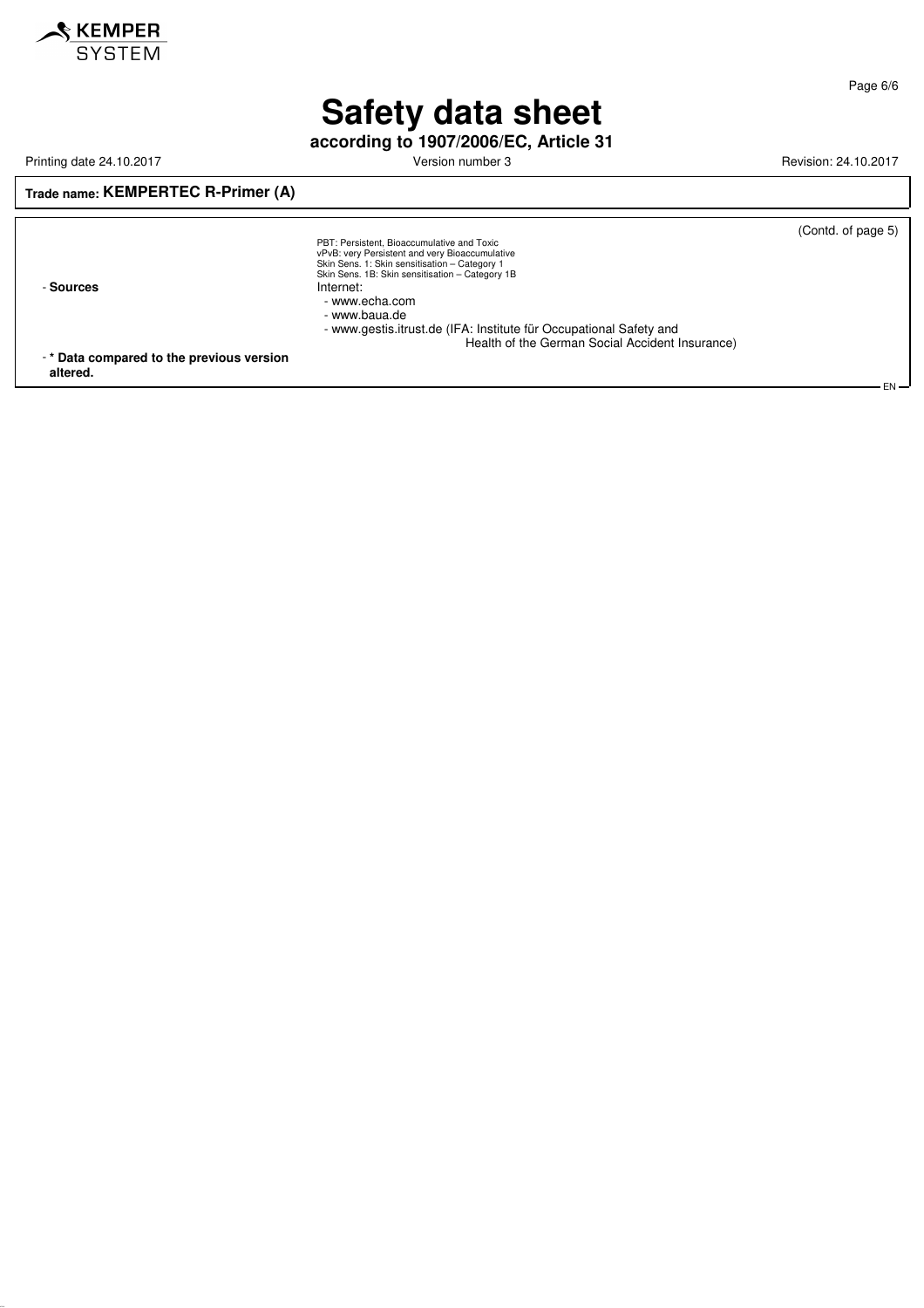(Contd. of page 5)

PBT: Persistent, Bioaccumulative and Toxic
vPvB: very Persistent and very Bioaccumulative
Skin Sens. 1: Skin sensitisation – Category 1
Skin Sens. 1B: Skin sensitisation – Category 1B

- **Sources** Internet:
  - www.echa.com
  - www.baua.de
  - www.gestis.itrust.de (IFA: Institute für Occupational Safety and Health of the German Social Accident Insurance)
- **\* Data compared to the previous version altered.**